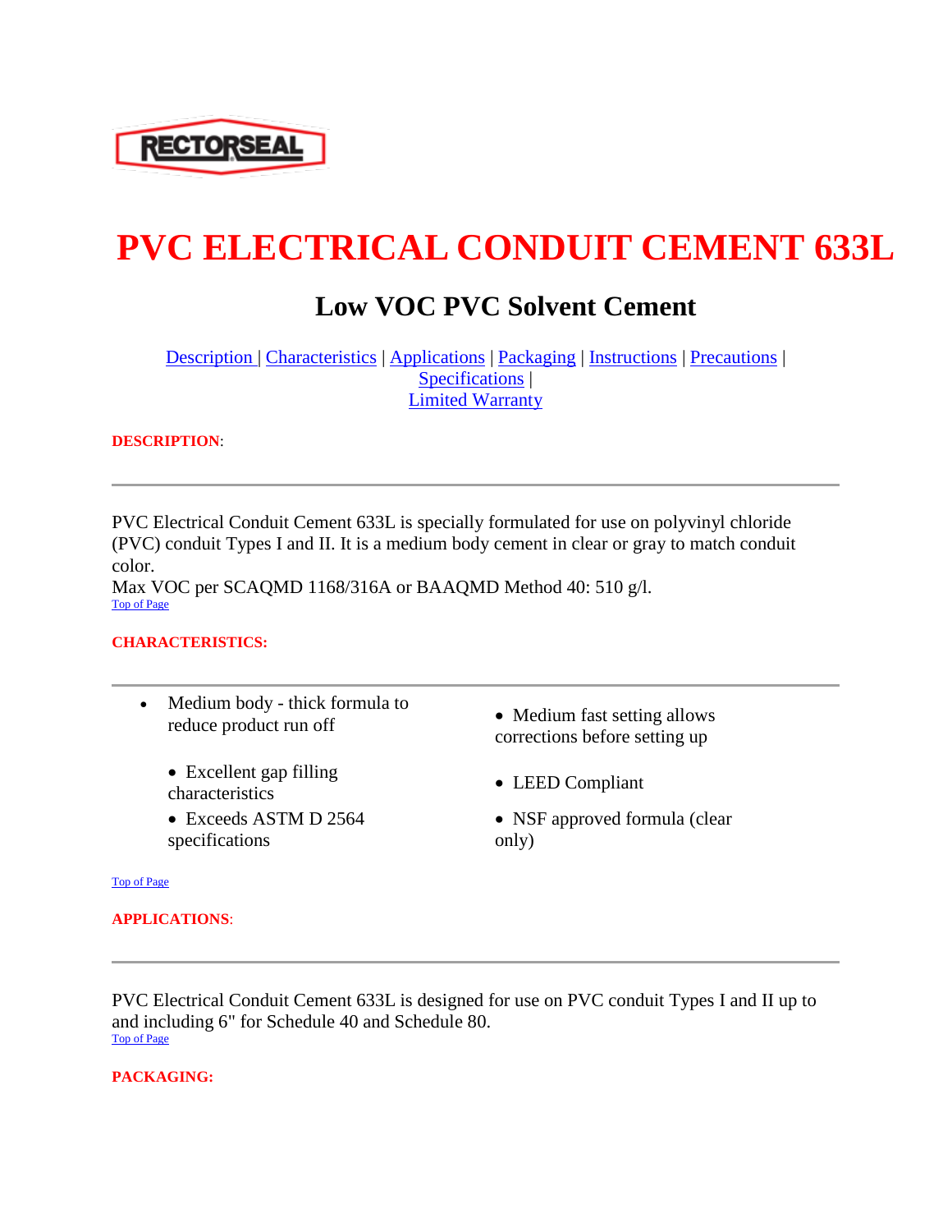RECTORSEAL

# PVC ELECTRICAL CONDUIT CEMENT 633L

## Low VOC PVC Solvent Cement

Description | Characteristics | Applications | Packaging | Instructions | Precautions | Specifications | Limited Warranty

**DESCRIPTION**:

---

PVC Electrical Conduit Cement 633L is specially formulated for use on polyvinyl chloride (PVC) conduit Types I and II. It is a medium body cement in clear or gray to match conduit color.
Max VOC per SCAQMD 1168/316A or BAAQMD Method 40: 510 g/l.

Top of Page

**CHARACTERISTICS:**

---

- Medium body - thick formula to reduce product run off
- Excellent gap filling characteristics
- Exceeds ASTM D 2564 specifications
- Medium fast setting allows corrections before setting up
- LEED Compliant
- NSF approved formula (clear only)

Top of Page

**APPLICATIONS**:

---

PVC Electrical Conduit Cement 633L is designed for use on PVC conduit Types I and II up to and including 6" for Schedule 40 and Schedule 80.

Top of Page

**PACKAGING:**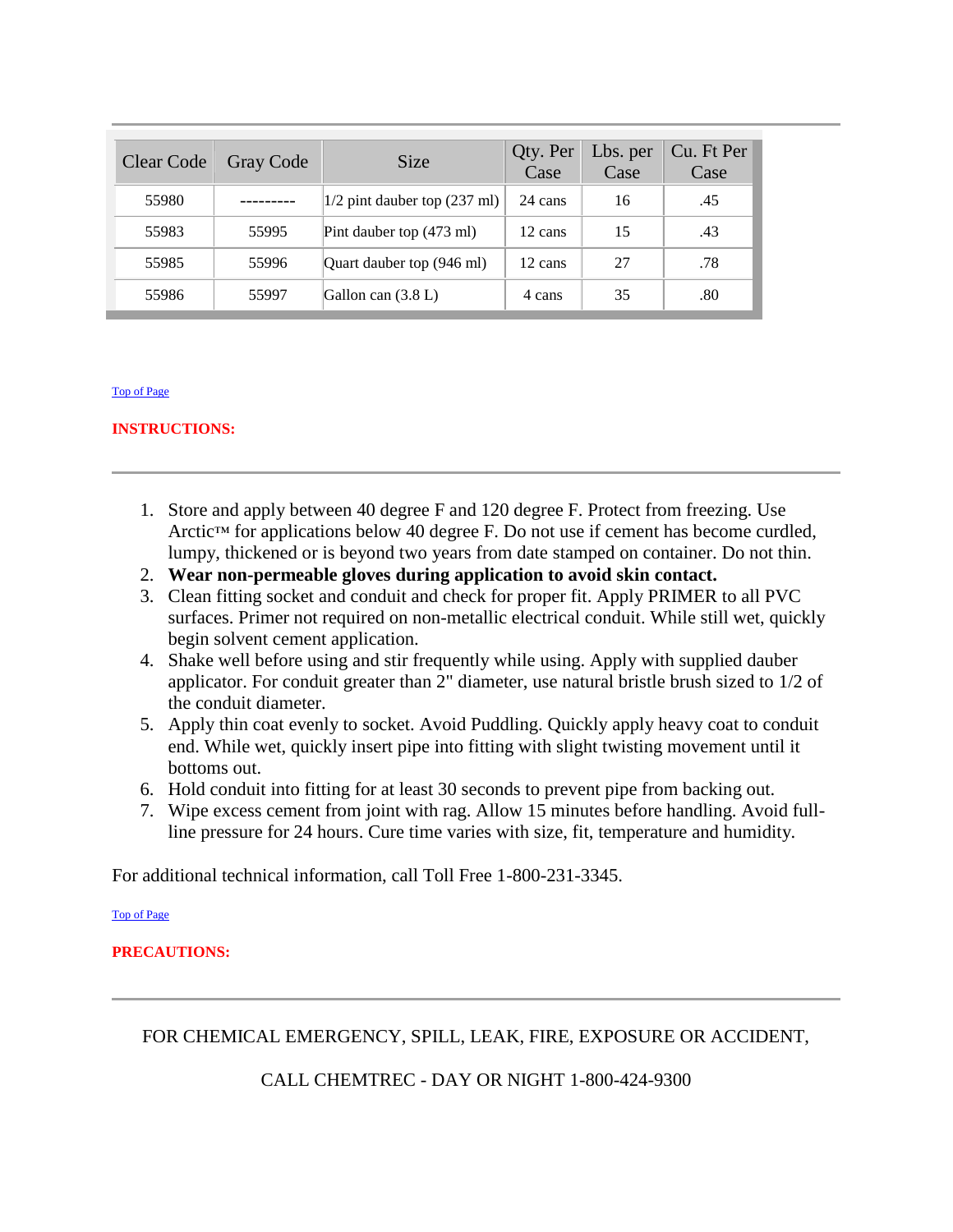| Clear Code | Gray Code | Size | Qty. Per Case | Lbs. per Case | Cu. Ft Per Case |
|---|---|---|---|---|---|
| 55980 | --------- | 1/2 pint dauber top (237 ml) | 24 cans | 16 | .45 |
| 55983 | 55995 | Pint dauber top (473 ml) | 12 cans | 15 | .43 |
| 55985 | 55996 | Quart dauber top (946 ml) | 12 cans | 27 | .78 |
| 55986 | 55997 | Gallon can (3.8 L) | 4 cans | 35 | .80 |

Top of Page

**INSTRUCTIONS:**

---

1. Store and apply between 40 degree F and 120 degree F. Protect from freezing. Use Arctic™ for applications below 40 degree F. Do not use if cement has become curdled, lumpy, thickened or is beyond two years from date stamped on container. Do not thin.
2. **Wear non-permeable gloves during application to avoid skin contact.**
3. Clean fitting socket and conduit and check for proper fit. Apply PRIMER to all PVC surfaces. Primer not required on non-metallic electrical conduit. While still wet, quickly begin solvent cement application.
4. Shake well before using and stir frequently while using. Apply with supplied dauber applicator. For conduit greater than 2" diameter, use natural bristle brush sized to 1/2 of the conduit diameter.
5. Apply thin coat evenly to socket. Avoid Puddling. Quickly apply heavy coat to conduit end. While wet, quickly insert pipe into fitting with slight twisting movement until it bottoms out.
6. Hold conduit into fitting for at least 30 seconds to prevent pipe from backing out.
7. Wipe excess cement from joint with rag. Allow 15 minutes before handling. Avoid full-line pressure for 24 hours. Cure time varies with size, fit, temperature and humidity.

For additional technical information, call Toll Free 1-800-231-3345.

Top of Page

**PRECAUTIONS:**

---

FOR CHEMICAL EMERGENCY, SPILL, LEAK, FIRE, EXPOSURE OR ACCIDENT,

CALL CHEMTREC - DAY OR NIGHT 1-800-424-9300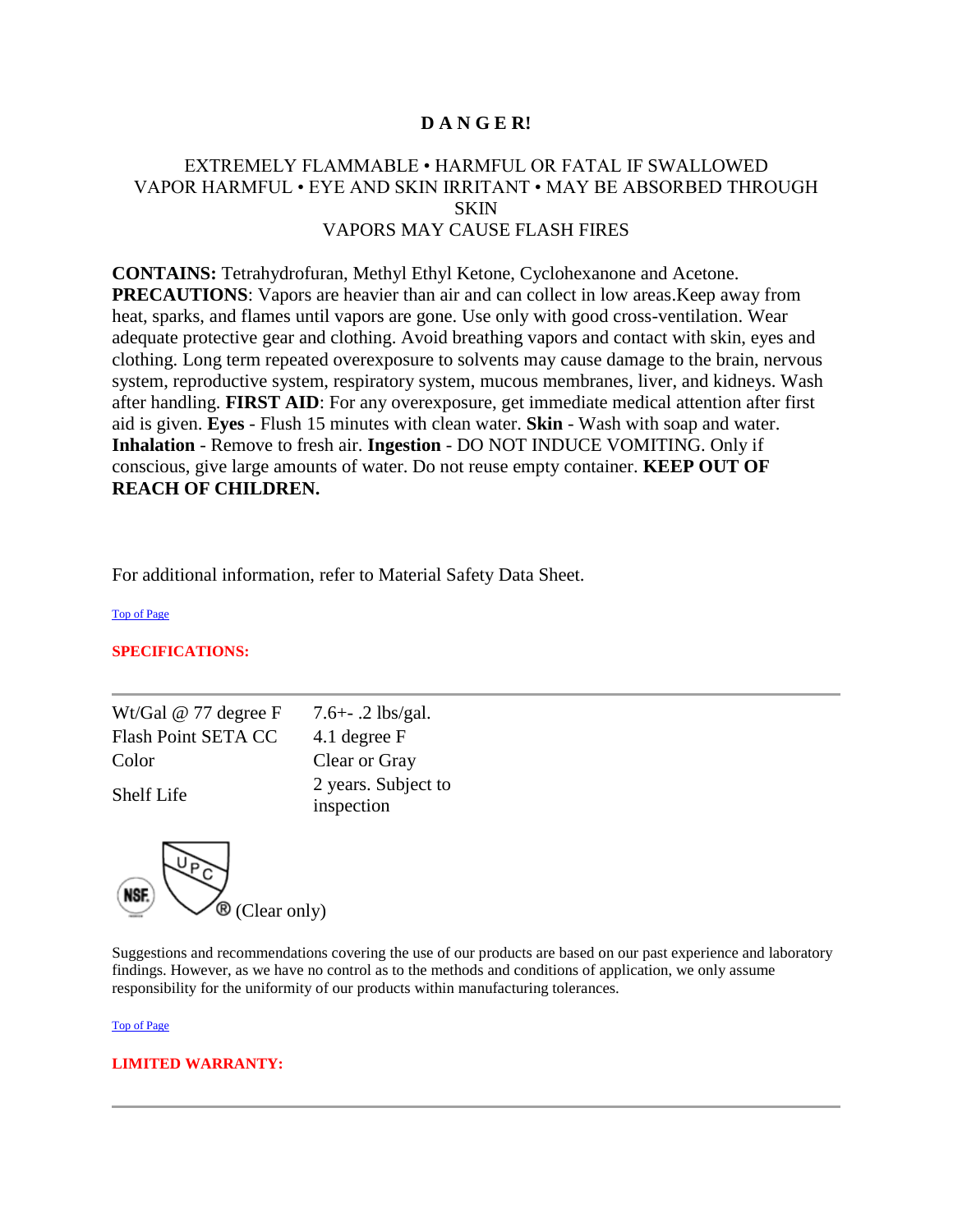**D A N G E R!**

EXTREMELY FLAMMABLE • HARMFUL OR FATAL IF SWALLOWED
VAPOR HARMFUL • EYE AND SKIN IRRITANT • MAY BE ABSORBED THROUGH SKIN
VAPORS MAY CAUSE FLASH FIRES

**CONTAINS:** Tetrahydrofuran, Methyl Ethyl Ketone, Cyclohexanone and Acetone. **PRECAUTIONS**: Vapors are heavier than air and can collect in low areas.Keep away from heat, sparks, and flames until vapors are gone. Use only with good cross-ventilation. Wear adequate protective gear and clothing. Avoid breathing vapors and contact with skin, eyes and clothing. Long term repeated overexposure to solvents may cause damage to the brain, nervous system, reproductive system, respiratory system, mucous membranes, liver, and kidneys. Wash after handling. **FIRST AID**: For any overexposure, get immediate medical attention after first aid is given. **Eyes** - Flush 15 minutes with clean water. **Skin** - Wash with soap and water. **Inhalation** - Remove to fresh air. **Ingestion** - DO NOT INDUCE VOMITING. Only if conscious, give large amounts of water. Do not reuse empty container. **KEEP OUT OF REACH OF CHILDREN.**

For additional information, refer to Material Safety Data Sheet.

Top of Page

## SPECIFICATIONS:

| | |
|---|---|
| Wt/Gal @ 77 degree F | 7.6+- .2 lbs/gal. |
| Flash Point SETA CC | 4.1 degree F |
| Color | Clear or Gray |
| Shelf Life | 2 years. Subject to inspection |

NSF UPC ® (Clear only)

Suggestions and recommendations covering the use of our products are based on our past experience and laboratory findings. However, as we have no control as to the methods and conditions of application, we only assume responsibility for the uniformity of our products within manufacturing tolerances.

Top of Page

## LIMITED WARRANTY: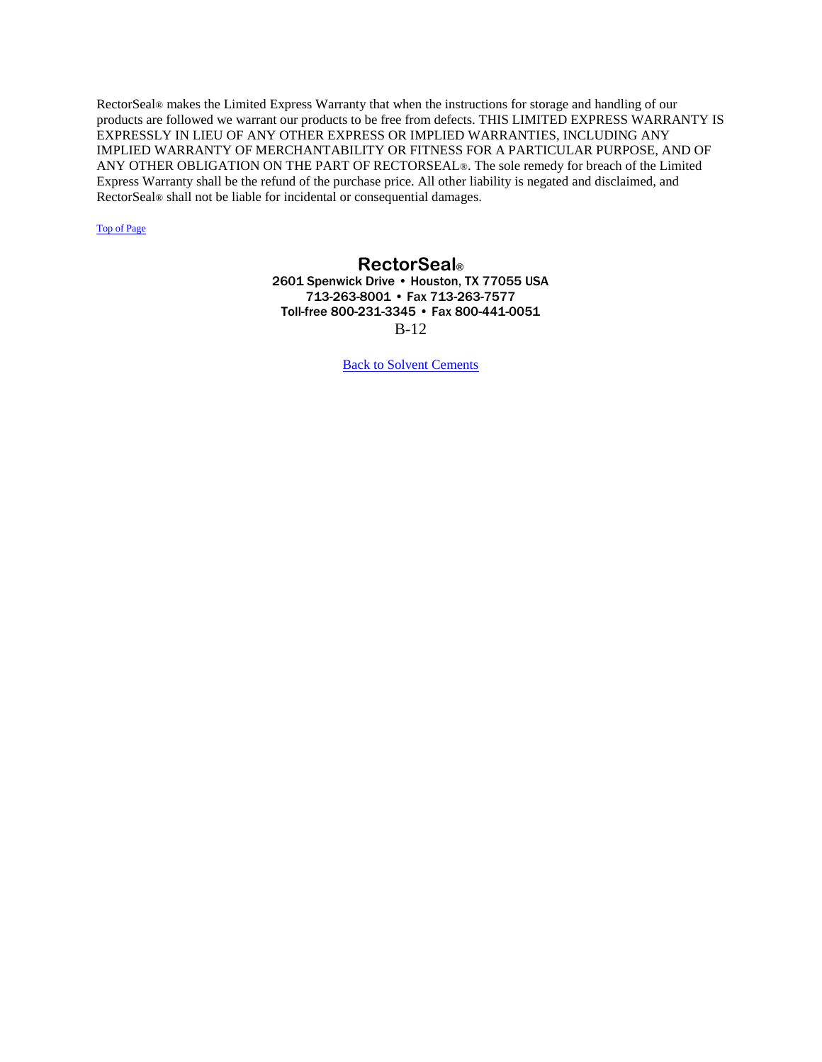RectorSeal® makes the Limited Express Warranty that when the instructions for storage and handling of our products are followed we warrant our products to be free from defects. THIS LIMITED EXPRESS WARRANTY IS EXPRESSLY IN LIEU OF ANY OTHER EXPRESS OR IMPLIED WARRANTIES, INCLUDING ANY IMPLIED WARRANTY OF MERCHANTABILITY OR FITNESS FOR A PARTICULAR PURPOSE, AND OF ANY OTHER OBLIGATION ON THE PART OF RECTORSEAL®. The sole remedy for breach of the Limited Express Warranty shall be the refund of the purchase price. All other liability is negated and disclaimed, and RectorSeal® shall not be liable for incidental or consequential damages.

Top of Page

**RectorSeal®**
2601 Spenwick Drive • Houston, TX 77055 USA
713-263-8001 • Fax 713-263-7577
Toll-free 800-231-3345 • Fax 800-441-0051
B-12

Back to Solvent Cements